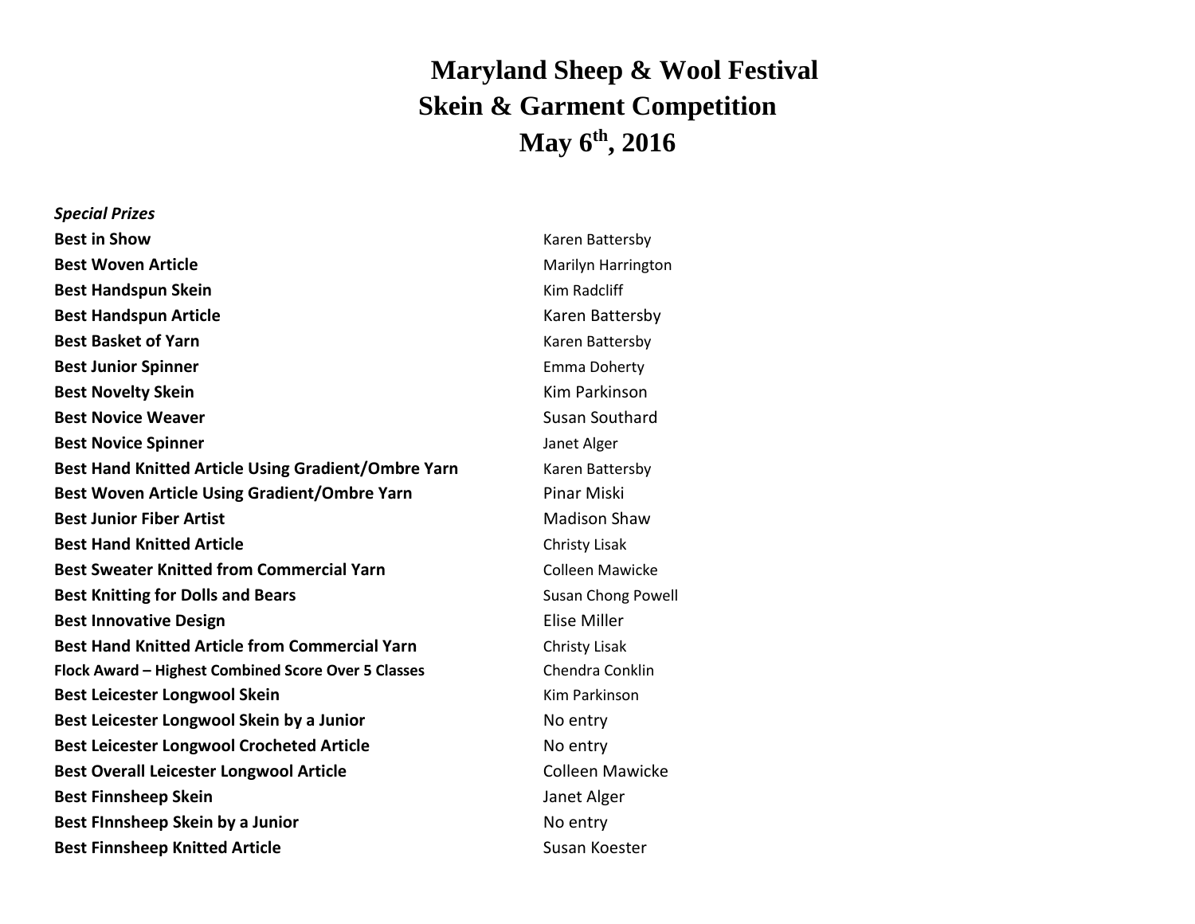# Maryland Sheep & Wool Festival
# Skein & Garment Competition
# May 6th, 2016

***Special Prizes***

| | |
|---|---|
| **Best in Show** | Karen Battersby |
| **Best Woven Article** | Marilyn Harrington |
| **Best Handspun Skein** | Kim Radcliff |
| **Best Handspun Article** | Karen Battersby |
| **Best Basket of Yarn** | Karen Battersby |
| **Best Junior Spinner** | Emma Doherty |
| **Best Novelty Skein** | Kim Parkinson |
| **Best Novice Weaver** | Susan Southard |
| **Best Novice Spinner** | Janet Alger |
| **Best Hand Knitted Article Using Gradient/Ombre Yarn** | Karen Battersby |
| **Best Woven Article Using Gradient/Ombre Yarn** | Pinar Miski |
| **Best Junior Fiber Artist** | Madison Shaw |
| **Best Hand Knitted Article** | Christy Lisak |
| **Best Sweater Knitted from Commercial Yarn** | Colleen Mawicke |
| **Best Knitting for Dolls and Bears** | Susan Chong Powell |
| **Best Innovative Design** | Elise Miller |
| **Best Hand Knitted Article from Commercial Yarn** | Christy Lisak |
| **Flock Award – Highest Combined Score Over 5 Classes** | Chendra Conklin |
| **Best Leicester Longwool Skein** | Kim Parkinson |
| **Best Leicester Longwool Skein by a Junior** | No entry |
| **Best Leicester Longwool Crocheted Article** | No entry |
| **Best Overall Leicester Longwool Article** | Colleen Mawicke |
| **Best Finnsheep Skein** | Janet Alger |
| **Best FInnsheep Skein by a Junior** | No entry |
| **Best Finnsheep Knitted Article** | Susan Koester |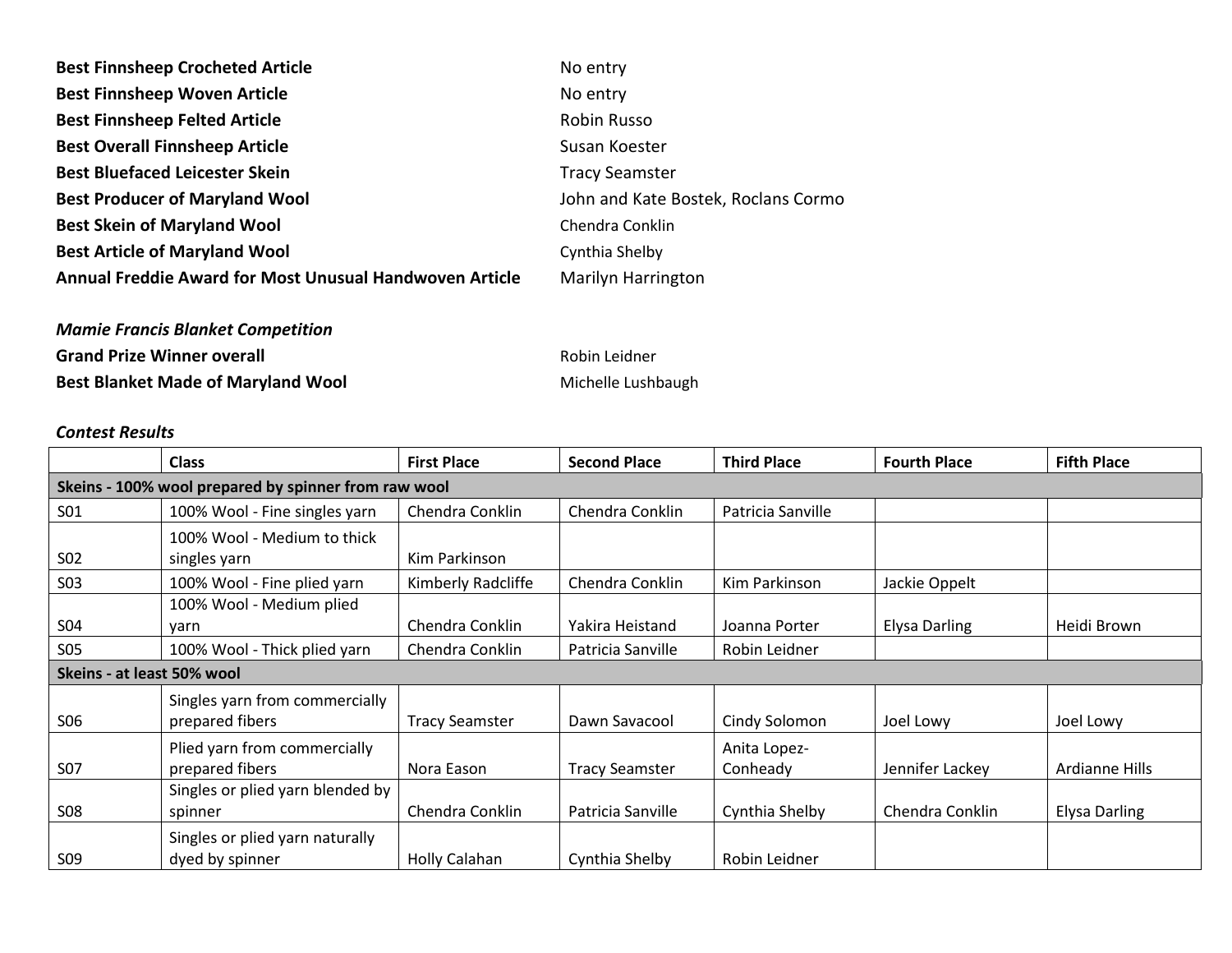| | |
|---|---|
| **Best Finnsheep Crocheted Article** | No entry |
| **Best Finnsheep Woven Article** | No entry |
| **Best Finnsheep Felted Article** | Robin Russo |
| **Best Overall Finnsheep Article** | Susan Koester |
| **Best Bluefaced Leicester Skein** | Tracy Seamster |
| **Best Producer of Maryland Wool** | John and Kate Bostek, Roclans Cormo |
| **Best Skein of Maryland Wool** | Chendra Conklin |
| **Best Article of Maryland Wool** | Cynthia Shelby |
| **Annual Freddie Award for Most Unusual Handwoven Article** | Marilyn Harrington |

***Mamie Francis Blanket Competition***

| | |
|---|---|
| **Grand Prize Winner overall** | Robin Leidner |
| **Best Blanket Made of Maryland Wool** | Michelle Lushbaugh |

***Contest Results***

| | Class | First Place | Second Place | Third Place | Fourth Place | Fifth Place |
|---|---|---|---|---|---|---|
| **Skeins - 100% wool prepared by spinner from raw wool** | | | | | | |
| S01 | 100% Wool - Fine singles yarn | Chendra Conklin | Chendra Conklin | Patricia Sanville | | |
| S02 | 100% Wool - Medium to thick singles yarn | Kim Parkinson | | | | |
| S03 | 100% Wool - Fine plied yarn | Kimberly Radcliffe | Chendra Conklin | Kim Parkinson | Jackie Oppelt | |
| S04 | 100% Wool - Medium plied yarn | Chendra Conklin | Yakira Heistand | Joanna Porter | Elysa Darling | Heidi Brown |
| S05 | 100% Wool - Thick plied yarn | Chendra Conklin | Patricia Sanville | Robin Leidner | | |
| **Skeins - at least 50% wool** | | | | | | |
| S06 | Singles yarn from commercially prepared fibers | Tracy Seamster | Dawn Savacool | Cindy Solomon | Joel Lowy | Joel Lowy |
| S07 | Plied yarn from commercially prepared fibers | Nora Eason | Tracy Seamster | Anita Lopez-Conheady | Jennifer Lackey | Ardianne Hills |
| S08 | Singles or plied yarn blended by spinner | Chendra Conklin | Patricia Sanville | Cynthia Shelby | Chendra Conklin | Elysa Darling |
| S09 | Singles or plied yarn naturally dyed by spinner | Holly Calahan | Cynthia Shelby | Robin Leidner | | |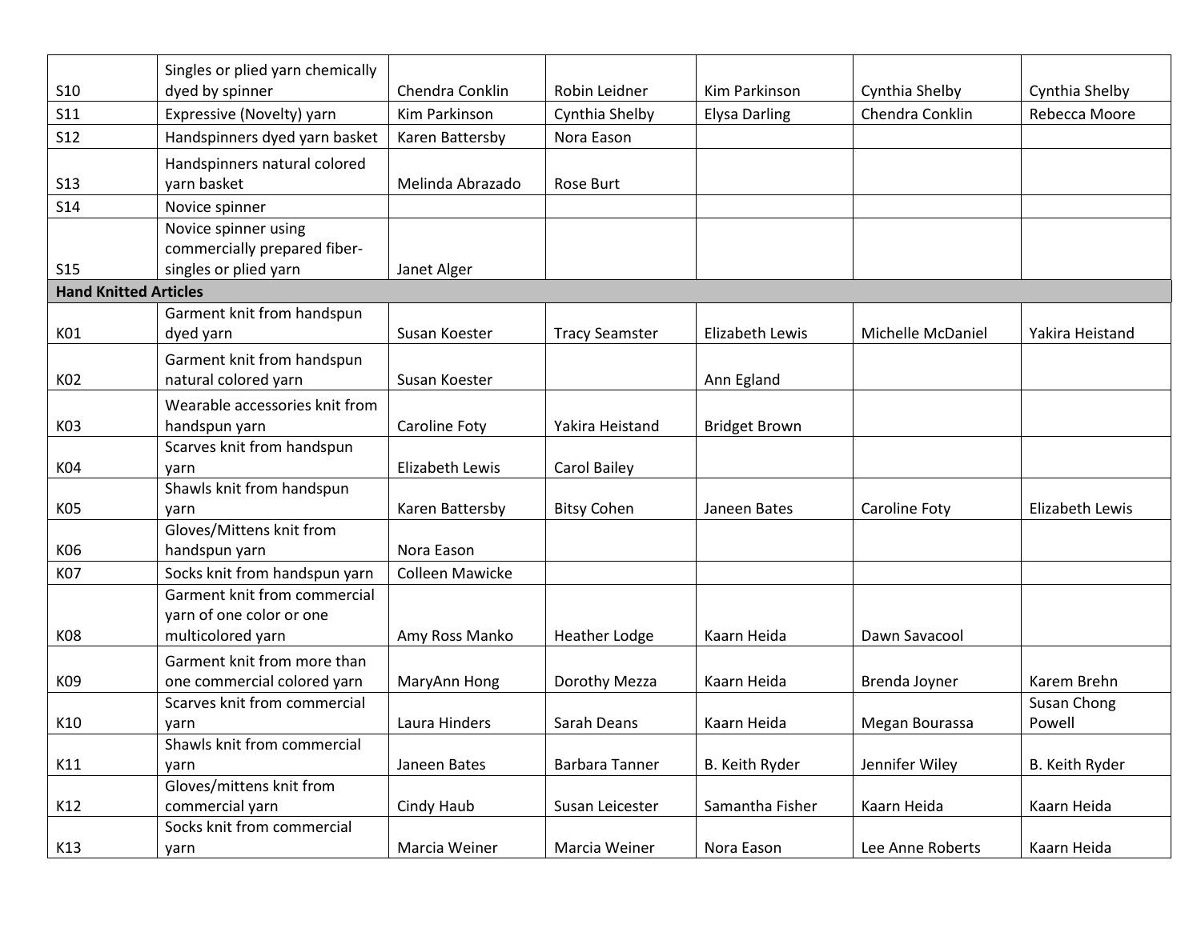| | | | | | | |
|---|---|---|---|---|---|---|
| S10 | Singles or plied yarn chemically dyed by spinner | Chendra Conklin | Robin Leidner | Kim Parkinson | Cynthia Shelby | Cynthia Shelby |
| S11 | Expressive (Novelty) yarn | Kim Parkinson | Cynthia Shelby | Elysa Darling | Chendra Conklin | Rebecca Moore |
| S12 | Handspinners dyed yarn basket | Karen Battersby | Nora Eason | | | |
| S13 | Handspinners natural colored yarn basket | Melinda Abrazado | Rose Burt | | | |
| S14 | Novice spinner | | | | | |
| S15 | Novice spinner using commercially prepared fiber- singles or plied yarn | Janet Alger | | | | |
| **Hand Knitted Articles** | | | | | | |
| K01 | Garment knit from handspun dyed yarn | Susan Koester | Tracy Seamster | Elizabeth Lewis | Michelle McDaniel | Yakira Heistand |
| K02 | Garment knit from handspun natural colored yarn | Susan Koester | | Ann Egland | | |
| K03 | Wearable accessories knit from handspun yarn | Caroline Foty | Yakira Heistand | Bridget Brown | | |
| K04 | Scarves knit from handspun yarn | Elizabeth Lewis | Carol Bailey | | | |
| K05 | Shawls knit from handspun yarn | Karen Battersby | Bitsy Cohen | Janeen Bates | Caroline Foty | Elizabeth Lewis |
| K06 | Gloves/Mittens knit from handspun yarn | Nora Eason | | | | |
| K07 | Socks knit from handspun yarn | Colleen Mawicke | | | | |
| K08 | Garment knit from commercial yarn of one color or one multicolored yarn | Amy Ross Manko | Heather Lodge | Kaarn Heida | Dawn Savacool | |
| K09 | Garment knit from more than one commercial colored yarn | MaryAnn Hong | Dorothy Mezza | Kaarn Heida | Brenda Joyner | Karem Brehn |
| K10 | Scarves knit from commercial yarn | Laura Hinders | Sarah Deans | Kaarn Heida | Megan Bourassa | Susan Chong Powell |
| K11 | Shawls knit from commercial yarn | Janeen Bates | Barbara Tanner | B. Keith Ryder | Jennifer Wiley | B. Keith Ryder |
| K12 | Gloves/mittens knit from commercial yarn | Cindy Haub | Susan Leicester | Samantha Fisher | Kaarn Heida | Kaarn Heida |
| K13 | Socks knit from commercial yarn | Marcia Weiner | Marcia Weiner | Nora Eason | Lee Anne Roberts | Kaarn Heida |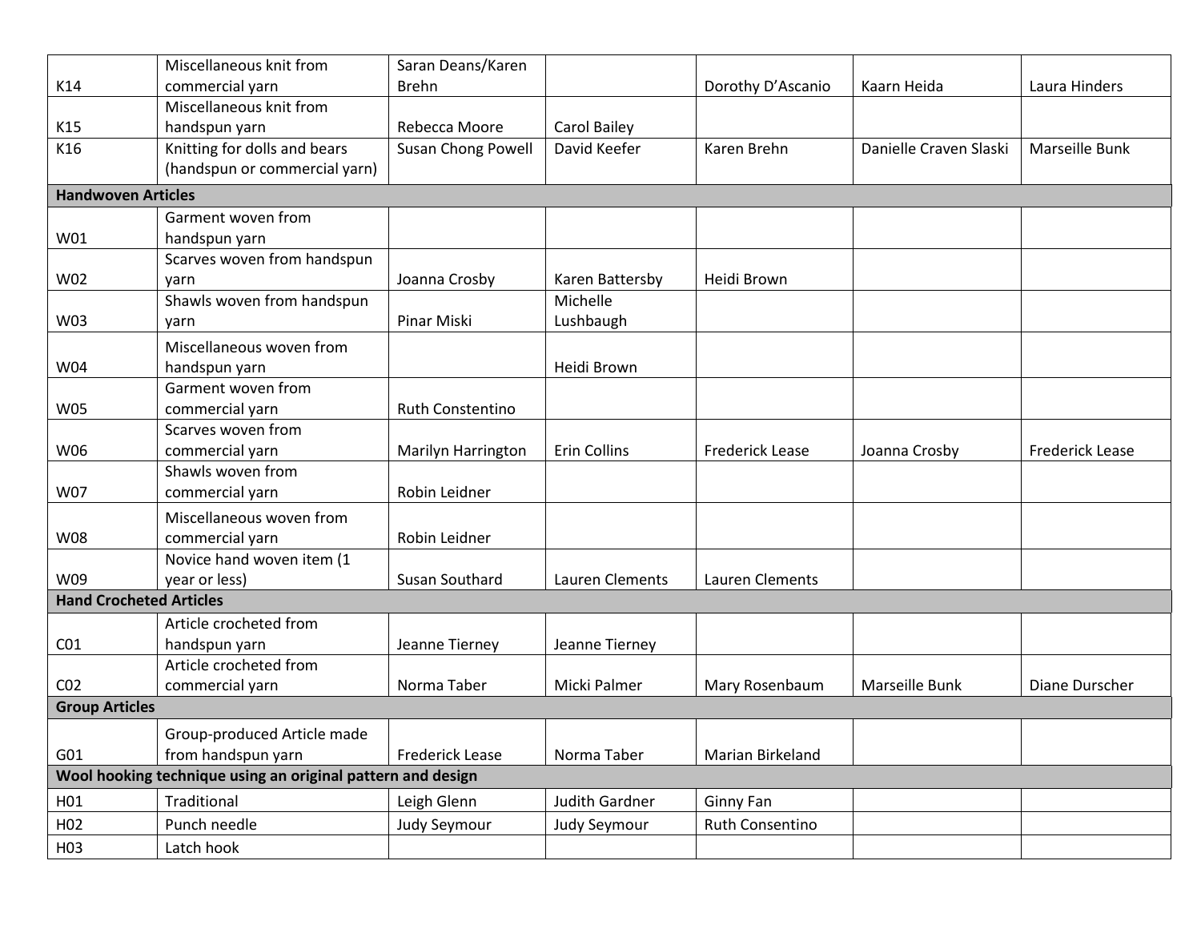| | | | | | | |
|---|---|---|---|---|---|---|
| K14 | Miscellaneous knit from commercial yarn | Saran Deans/Karen Brehn | | Dorothy D'Ascanio | Kaarn Heida | Laura Hinders |
| K15 | Miscellaneous knit from handspun yarn | Rebecca Moore | Carol Bailey | | | |
| K16 | Knitting for dolls and bears (handspun or commercial yarn) | Susan Chong Powell | David Keefer | Karen Brehn | Danielle Craven Slaski | Marseille Bunk |
| **Handwoven Articles** | | | | | | |
| W01 | Garment woven from handspun yarn | | | | | |
| W02 | Scarves woven from handspun yarn | Joanna Crosby | Karen Battersby | Heidi Brown | | |
| W03 | Shawls woven from handspun yarn | Pinar Miski | Michelle Lushbaugh | | | |
| W04 | Miscellaneous woven from handspun yarn | | Heidi Brown | | | |
| W05 | Garment woven from commercial yarn | Ruth Constentino | | | | |
| W06 | Scarves woven from commercial yarn | Marilyn Harrington | Erin Collins | Frederick Lease | Joanna Crosby | Frederick Lease |
| W07 | Shawls woven from commercial yarn | Robin Leidner | | | | |
| W08 | Miscellaneous woven from commercial yarn | Robin Leidner | | | | |
| W09 | Novice hand woven item (1 year or less) | Susan Southard | Lauren Clements | Lauren Clements | | |
| **Hand Crocheted Articles** | | | | | | |
| C01 | Article crocheted from handspun yarn | Jeanne Tierney | Jeanne Tierney | | | |
| C02 | Article crocheted from commercial yarn | Norma Taber | Micki Palmer | Mary Rosenbaum | Marseille Bunk | Diane Durscher |
| **Group Articles** | | | | | | |
| G01 | Group-produced Article made from handspun yarn | Frederick Lease | Norma Taber | Marian Birkeland | | |
| **Wool hooking technique using an original pattern and design** | | | | | | |
| H01 | Traditional | Leigh Glenn | Judith Gardner | Ginny Fan | | |
| H02 | Punch needle | Judy Seymour | Judy Seymour | Ruth Consentino | | |
| H03 | Latch hook | | | | | |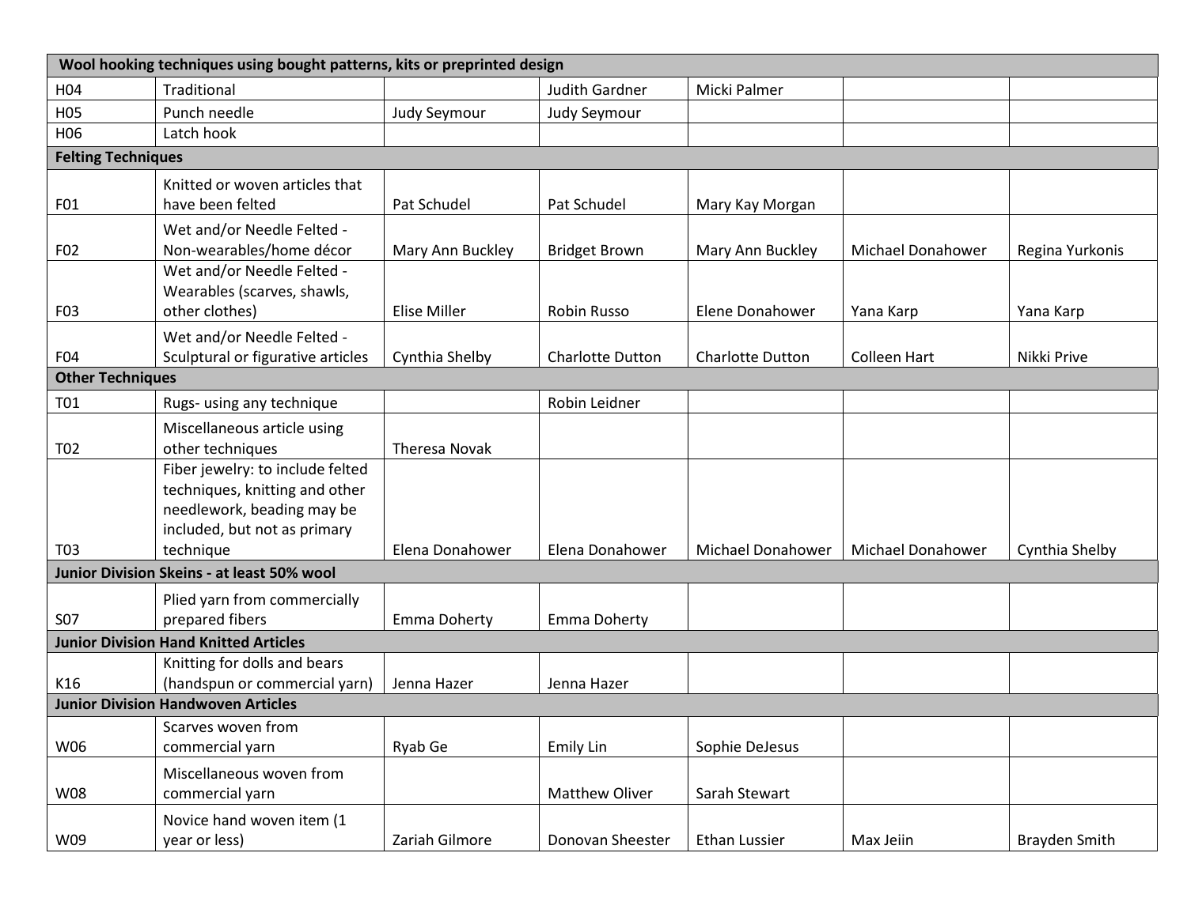| | | | | | | |
|---|---|---|---|---|---|---|
| **Wool hooking techniques using bought patterns, kits or preprinted design** | | | | | | |
| H04 | Traditional | | Judith Gardner | Micki Palmer | | |
| H05 | Punch needle | Judy Seymour | Judy Seymour | | | |
| H06 | Latch hook | | | | | |
| **Felting Techniques** | | | | | | |
| F01 | Knitted or woven articles that have been felted | Pat Schudel | Pat Schudel | Mary Kay Morgan | | |
| F02 | Wet and/or Needle Felted - Non-wearables/home décor | Mary Ann Buckley | Bridget Brown | Mary Ann Buckley | Michael Donahower | Regina Yurkonis |
| F03 | Wet and/or Needle Felted - Wearables (scarves, shawls, other clothes) | Elise Miller | Robin Russo | Elene Donahower | Yana Karp | Yana Karp |
| F04 | Wet and/or Needle Felted - Sculptural or figurative articles | Cynthia Shelby | Charlotte Dutton | Charlotte Dutton | Colleen Hart | Nikki Prive |
| **Other Techniques** | | | | | | |
| T01 | Rugs- using any technique | | Robin Leidner | | | |
| T02 | Miscellaneous article using other techniques | Theresa Novak | | | | |
| T03 | Fiber jewelry: to include felted techniques, knitting and other needlework, beading may be included, but not as primary technique | Elena Donahower | Elena Donahower | Michael Donahower | Michael Donahower | Cynthia Shelby |
| **Junior Division Skeins - at least 50% wool** | | | | | | |
| S07 | Plied yarn from commercially prepared fibers | Emma Doherty | Emma Doherty | | | |
| **Junior Division Hand Knitted Articles** | | | | | | |
| K16 | Knitting for dolls and bears (handspun or commercial yarn) | Jenna Hazer | Jenna Hazer | | | |
| **Junior Division Handwoven Articles** | | | | | | |
| W06 | Scarves woven from commercial yarn | Ryab Ge | Emily Lin | Sophie DeJesus | | |
| W08 | Miscellaneous woven from commercial yarn | | Matthew Oliver | Sarah Stewart | | |
| W09 | Novice hand woven item (1 year or less) | Zariah Gilmore | Donovan Sheester | Ethan Lussier | Max Jeiin | Brayden Smith |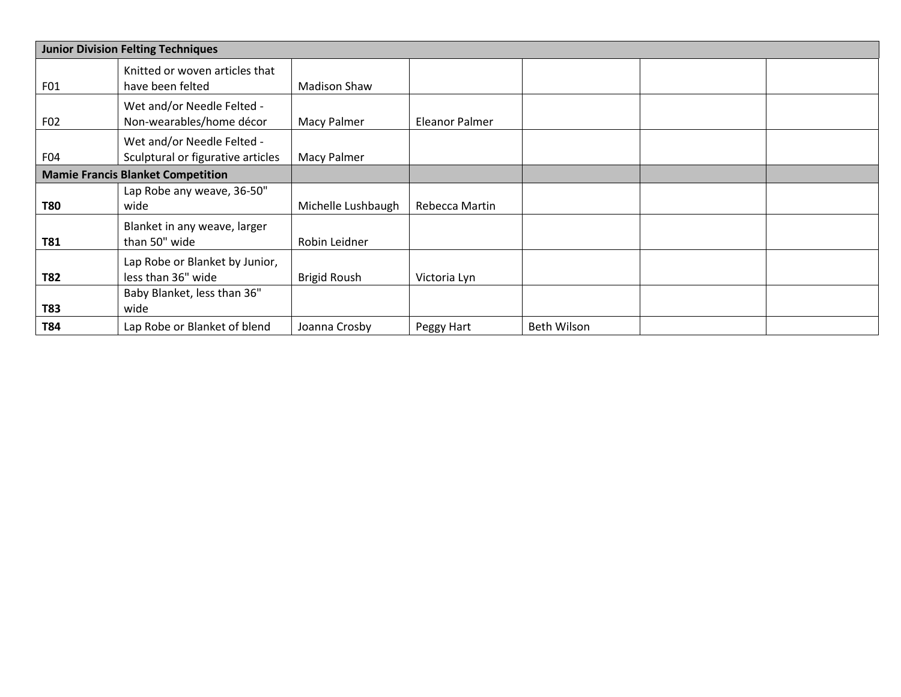| | | | | | | |
|---|---|---|---|---|---|---|
| **Junior Division Felting Techniques** | | | | | | |
| F01 | Knitted or woven articles that have been felted | Madison Shaw | | | | |
| F02 | Wet and/or Needle Felted - Non-wearables/home décor | Macy Palmer | Eleanor Palmer | | | |
| F04 | Wet and/or Needle Felted - Sculptural or figurative articles | Macy Palmer | | | | |
| **Mamie Francis Blanket Competition** | | | | | | |
| **T80** | Lap Robe any weave, 36-50" wide | Michelle Lushbaugh | Rebecca Martin | | | |
| **T81** | Blanket in any weave, larger than 50" wide | Robin Leidner | | | | |
| **T82** | Lap Robe or Blanket by Junior, less than 36" wide | Brigid Roush | Victoria Lyn | | | |
| **T83** | Baby Blanket, less than 36" wide | | | | | |
| **T84** | Lap Robe or Blanket of blend | Joanna Crosby | Peggy Hart | Beth Wilson | | |